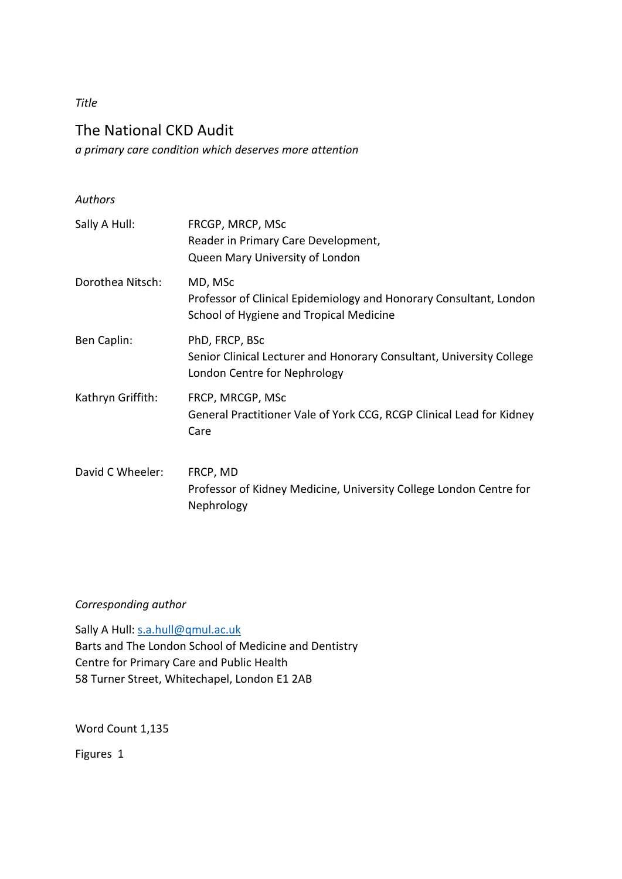*Title*

# The National CKD Audit

*a primary care condition which deserves more attention*

*Authors*

Sally A Hull: FRCGP, MRCP, MSc
Reader in Primary Care Development,
Queen Mary University of London

Dorothea Nitsch: MD, MSc
Professor of Clinical Epidemiology and Honorary Consultant, London School of Hygiene and Tropical Medicine

Ben Caplin: PhD, FRCP, BSc
Senior Clinical Lecturer and Honorary Consultant, University College London Centre for Nephrology

Kathryn Griffith: FRCP, MRCGP, MSc
General Practitioner Vale of York CCG, RCGP Clinical Lead for Kidney Care

David C Wheeler: FRCP, MD
Professor of Kidney Medicine, University College London Centre for Nephrology

*Corresponding author*

Sally A Hull: s.a.hull@qmul.ac.uk
Barts and The London School of Medicine and Dentistry
Centre for Primary Care and Public Health
58 Turner Street, Whitechapel, London E1 2AB

Word Count 1,135

Figures 1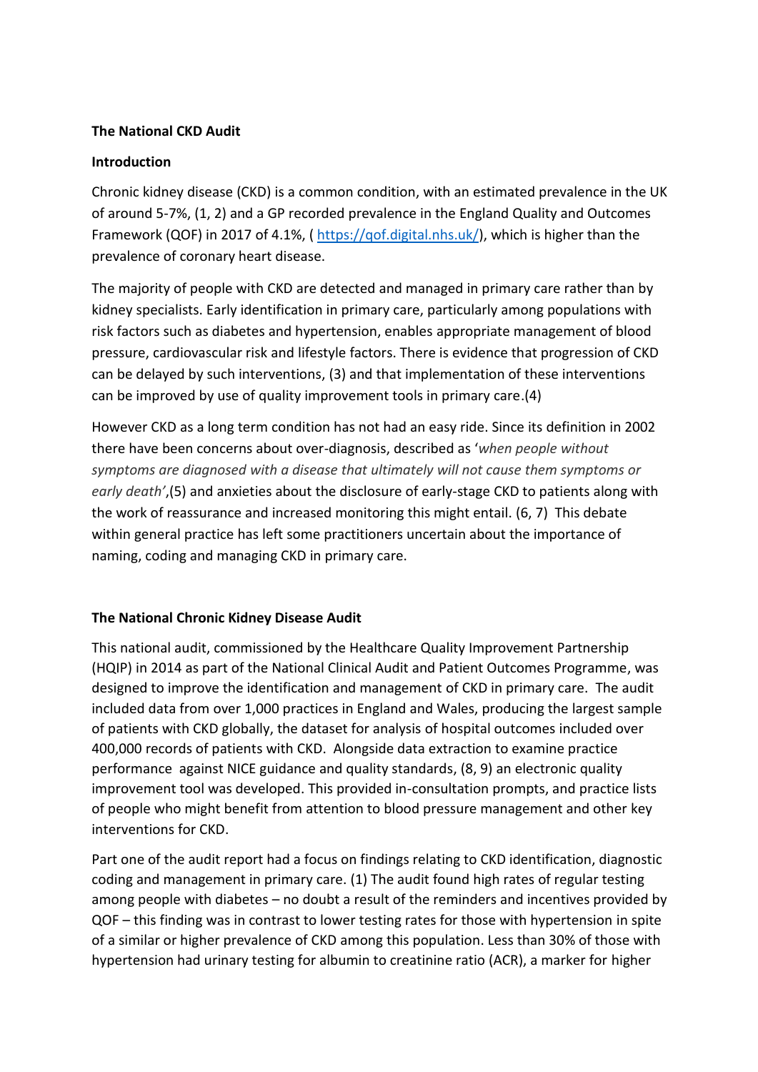**The National CKD Audit**

**Introduction**

Chronic kidney disease (CKD) is a common condition, with an estimated prevalence in the UK of around 5-7%, (1, 2) and a GP recorded prevalence in the England Quality and Outcomes Framework (QOF) in 2017 of 4.1%, ( https://qof.digital.nhs.uk/), which is higher than the prevalence of coronary heart disease.

The majority of people with CKD are detected and managed in primary care rather than by kidney specialists. Early identification in primary care, particularly among populations with risk factors such as diabetes and hypertension, enables appropriate management of blood pressure, cardiovascular risk and lifestyle factors. There is evidence that progression of CKD can be delayed by such interventions, (3) and that implementation of these interventions can be improved by use of quality improvement tools in primary care.(4)

However CKD as a long term condition has not had an easy ride. Since its definition in 2002 there have been concerns about over-diagnosis, described as '*when people without symptoms are diagnosed with a disease that ultimately will not cause them symptoms or early death'*,(5) and anxieties about the disclosure of early-stage CKD to patients along with the work of reassurance and increased monitoring this might entail. (6, 7) This debate within general practice has left some practitioners uncertain about the importance of naming, coding and managing CKD in primary care.

**The National Chronic Kidney Disease Audit**

This national audit, commissioned by the Healthcare Quality Improvement Partnership (HQIP) in 2014 as part of the National Clinical Audit and Patient Outcomes Programme, was designed to improve the identification and management of CKD in primary care. The audit included data from over 1,000 practices in England and Wales, producing the largest sample of patients with CKD globally, the dataset for analysis of hospital outcomes included over 400,000 records of patients with CKD. Alongside data extraction to examine practice performance against NICE guidance and quality standards, (8, 9) an electronic quality improvement tool was developed. This provided in-consultation prompts, and practice lists of people who might benefit from attention to blood pressure management and other key interventions for CKD.

Part one of the audit report had a focus on findings relating to CKD identification, diagnostic coding and management in primary care. (1) The audit found high rates of regular testing among people with diabetes – no doubt a result of the reminders and incentives provided by QOF – this finding was in contrast to lower testing rates for those with hypertension in spite of a similar or higher prevalence of CKD among this population. Less than 30% of those with hypertension had urinary testing for albumin to creatinine ratio (ACR), a marker for higher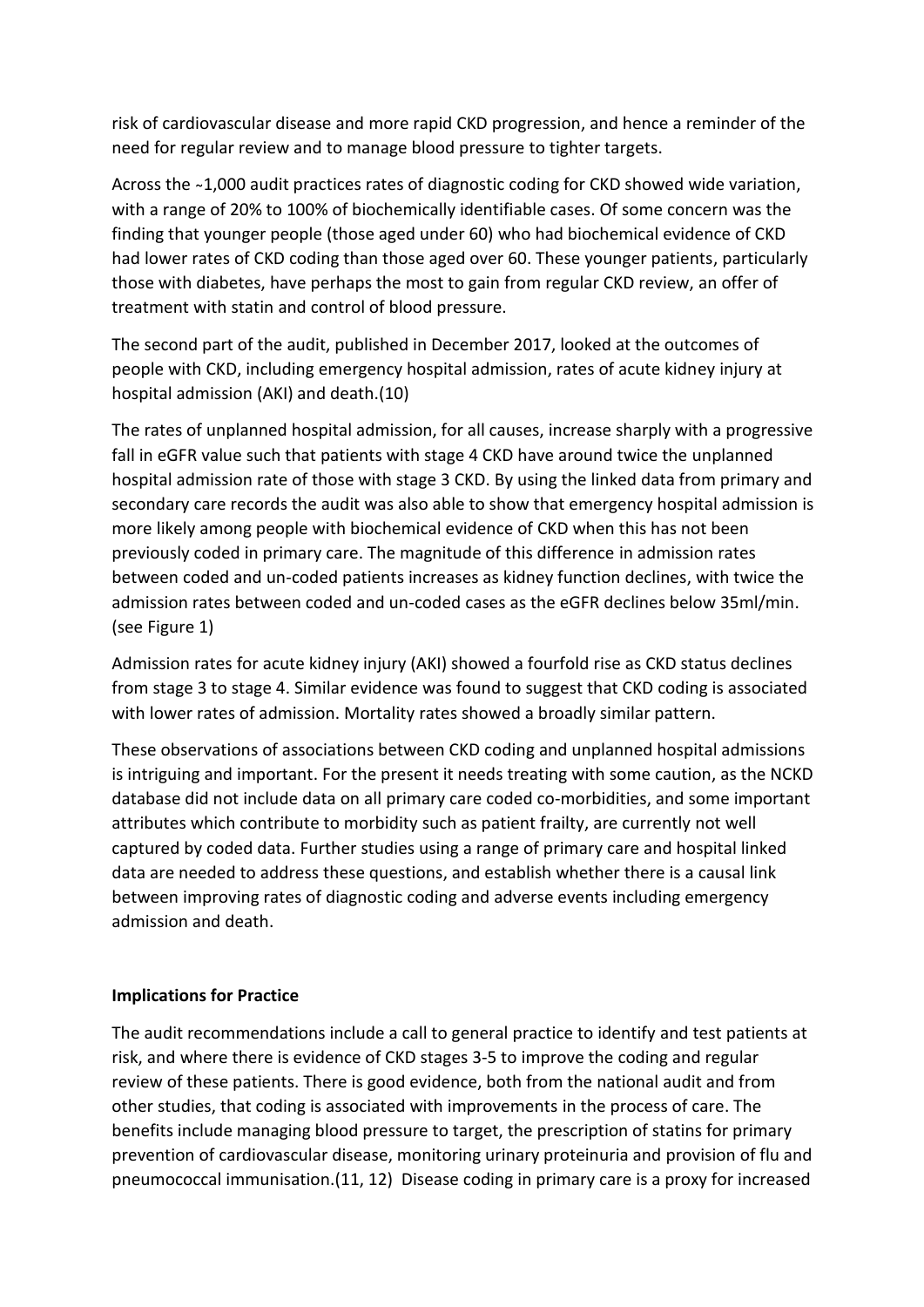risk of cardiovascular disease and more rapid CKD progression, and hence a reminder of the need for regular review and to manage blood pressure to tighter targets.

Across the ~1,000 audit practices rates of diagnostic coding for CKD showed wide variation, with a range of 20% to 100% of biochemically identifiable cases. Of some concern was the finding that younger people (those aged under 60) who had biochemical evidence of CKD had lower rates of CKD coding than those aged over 60. These younger patients, particularly those with diabetes, have perhaps the most to gain from regular CKD review, an offer of treatment with statin and control of blood pressure.

The second part of the audit, published in December 2017, looked at the outcomes of people with CKD, including emergency hospital admission, rates of acute kidney injury at hospital admission (AKI) and death.(10)

The rates of unplanned hospital admission, for all causes, increase sharply with a progressive fall in eGFR value such that patients with stage 4 CKD have around twice the unplanned hospital admission rate of those with stage 3 CKD. By using the linked data from primary and secondary care records the audit was also able to show that emergency hospital admission is more likely among people with biochemical evidence of CKD when this has not been previously coded in primary care. The magnitude of this difference in admission rates between coded and un-coded patients increases as kidney function declines, with twice the admission rates between coded and un-coded cases as the eGFR declines below 35ml/min. (see Figure 1)

Admission rates for acute kidney injury (AKI) showed a fourfold rise as CKD status declines from stage 3 to stage 4. Similar evidence was found to suggest that CKD coding is associated with lower rates of admission. Mortality rates showed a broadly similar pattern.

These observations of associations between CKD coding and unplanned hospital admissions is intriguing and important. For the present it needs treating with some caution, as the NCKD database did not include data on all primary care coded co-morbidities, and some important attributes which contribute to morbidity such as patient frailty, are currently not well captured by coded data. Further studies using a range of primary care and hospital linked data are needed to address these questions, and establish whether there is a causal link between improving rates of diagnostic coding and adverse events including emergency admission and death.

## Implications for Practice

The audit recommendations include a call to general practice to identify and test patients at risk, and where there is evidence of CKD stages 3-5 to improve the coding and regular review of these patients. There is good evidence, both from the national audit and from other studies, that coding is associated with improvements in the process of care. The benefits include managing blood pressure to target, the prescription of statins for primary prevention of cardiovascular disease, monitoring urinary proteinuria and provision of flu and pneumococcal immunisation.(11, 12) Disease coding in primary care is a proxy for increased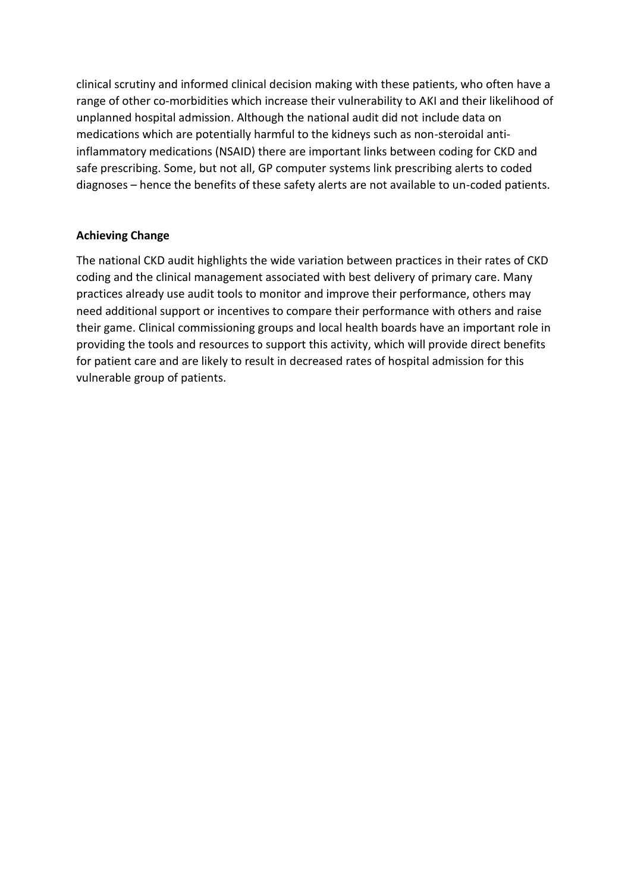clinical scrutiny and informed clinical decision making with these patients, who often have a range of other co-morbidities which increase their vulnerability to AKI and their likelihood of unplanned hospital admission. Although the national audit did not include data on medications which are potentially harmful to the kidneys such as non-steroidal anti-inflammatory medications (NSAID) there are important links between coding for CKD and safe prescribing. Some, but not all, GP computer systems link prescribing alerts to coded diagnoses – hence the benefits of these safety alerts are not available to un-coded patients.

**Achieving Change**

The national CKD audit highlights the wide variation between practices in their rates of CKD coding and the clinical management associated with best delivery of primary care. Many practices already use audit tools to monitor and improve their performance, others may need additional support or incentives to compare their performance with others and raise their game. Clinical commissioning groups and local health boards have an important role in providing the tools and resources to support this activity, which will provide direct benefits for patient care and are likely to result in decreased rates of hospital admission for this vulnerable group of patients.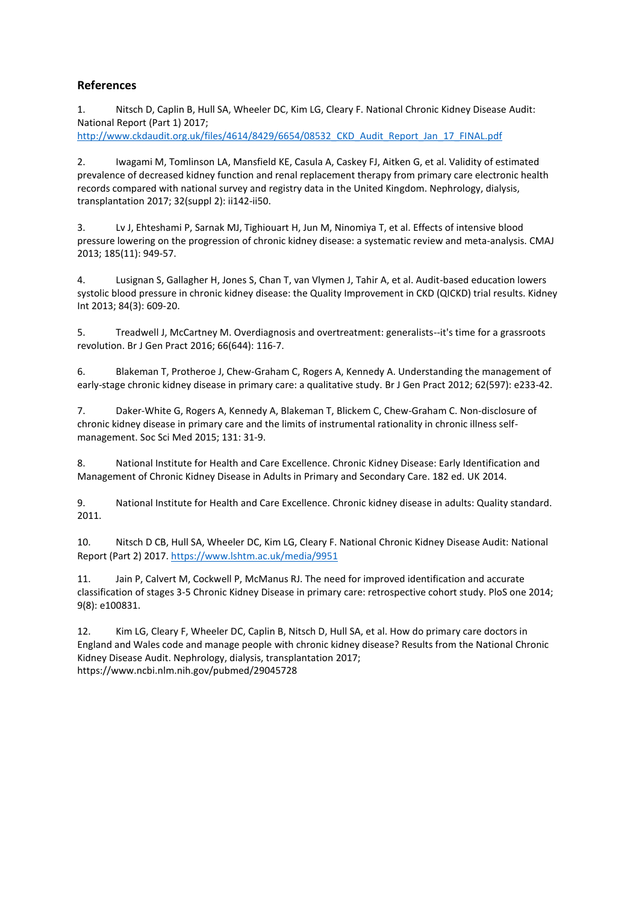## References

1. Nitsch D, Caplin B, Hull SA, Wheeler DC, Kim LG, Cleary F. National Chronic Kidney Disease Audit: National Report (Part 1) 2017; http://www.ckdaudit.org.uk/files/4614/8429/6654/08532_CKD_Audit_Report_Jan_17_FINAL.pdf

2. Iwagami M, Tomlinson LA, Mansfield KE, Casula A, Caskey FJ, Aitken G, et al. Validity of estimated prevalence of decreased kidney function and renal replacement therapy from primary care electronic health records compared with national survey and registry data in the United Kingdom. Nephrology, dialysis, transplantation 2017; 32(suppl 2): ii142-ii50.

3. Lv J, Ehteshami P, Sarnak MJ, Tighiouart H, Jun M, Ninomiya T, et al. Effects of intensive blood pressure lowering on the progression of chronic kidney disease: a systematic review and meta-analysis. CMAJ 2013; 185(11): 949-57.

4. Lusignan S, Gallagher H, Jones S, Chan T, van Vlymen J, Tahir A, et al. Audit-based education lowers systolic blood pressure in chronic kidney disease: the Quality Improvement in CKD (QICKD) trial results. Kidney Int 2013; 84(3): 609-20.

5. Treadwell J, McCartney M. Overdiagnosis and overtreatment: generalists--it's time for a grassroots revolution. Br J Gen Pract 2016; 66(644): 116-7.

6. Blakeman T, Protheroe J, Chew-Graham C, Rogers A, Kennedy A. Understanding the management of early-stage chronic kidney disease in primary care: a qualitative study. Br J Gen Pract 2012; 62(597): e233-42.

7. Daker-White G, Rogers A, Kennedy A, Blakeman T, Blickem C, Chew-Graham C. Non-disclosure of chronic kidney disease in primary care and the limits of instrumental rationality in chronic illness self-management. Soc Sci Med 2015; 131: 31-9.

8. National Institute for Health and Care Excellence. Chronic Kidney Disease: Early Identification and Management of Chronic Kidney Disease in Adults in Primary and Secondary Care. 182 ed. UK 2014.

9. National Institute for Health and Care Excellence. Chronic kidney disease in adults: Quality standard. 2011.

10. Nitsch D CB, Hull SA, Wheeler DC, Kim LG, Cleary F. National Chronic Kidney Disease Audit: National Report (Part 2) 2017. https://www.lshtm.ac.uk/media/9951

11. Jain P, Calvert M, Cockwell P, McManus RJ. The need for improved identification and accurate classification of stages 3-5 Chronic Kidney Disease in primary care: retrospective cohort study. PloS one 2014; 9(8): e100831.

12. Kim LG, Cleary F, Wheeler DC, Caplin B, Nitsch D, Hull SA, et al. How do primary care doctors in England and Wales code and manage people with chronic kidney disease? Results from the National Chronic Kidney Disease Audit. Nephrology, dialysis, transplantation 2017; https://www.ncbi.nlm.nih.gov/pubmed/29045728